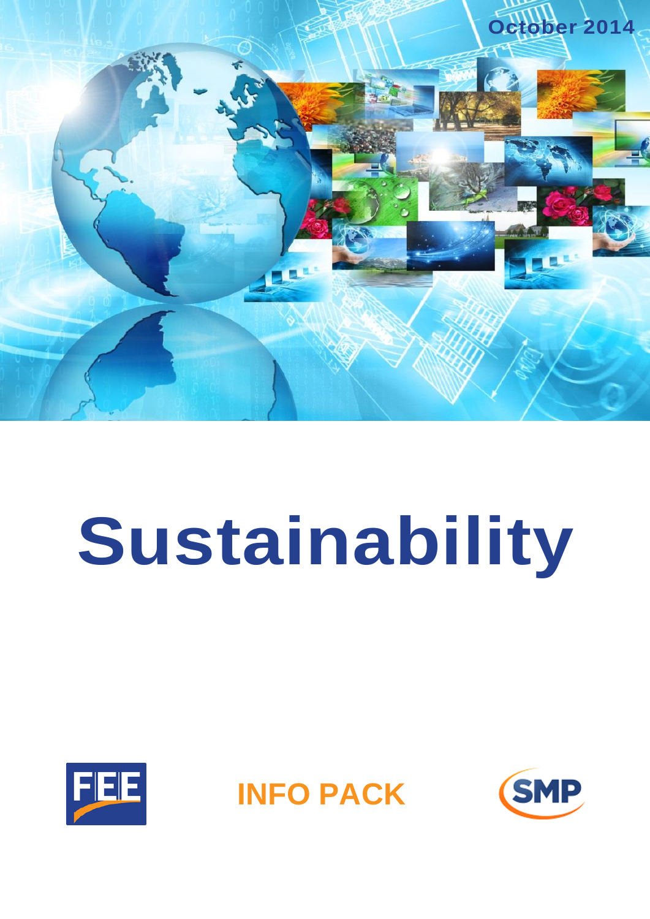October 2014

# Sustainability

FEE

INFO PACK

SMP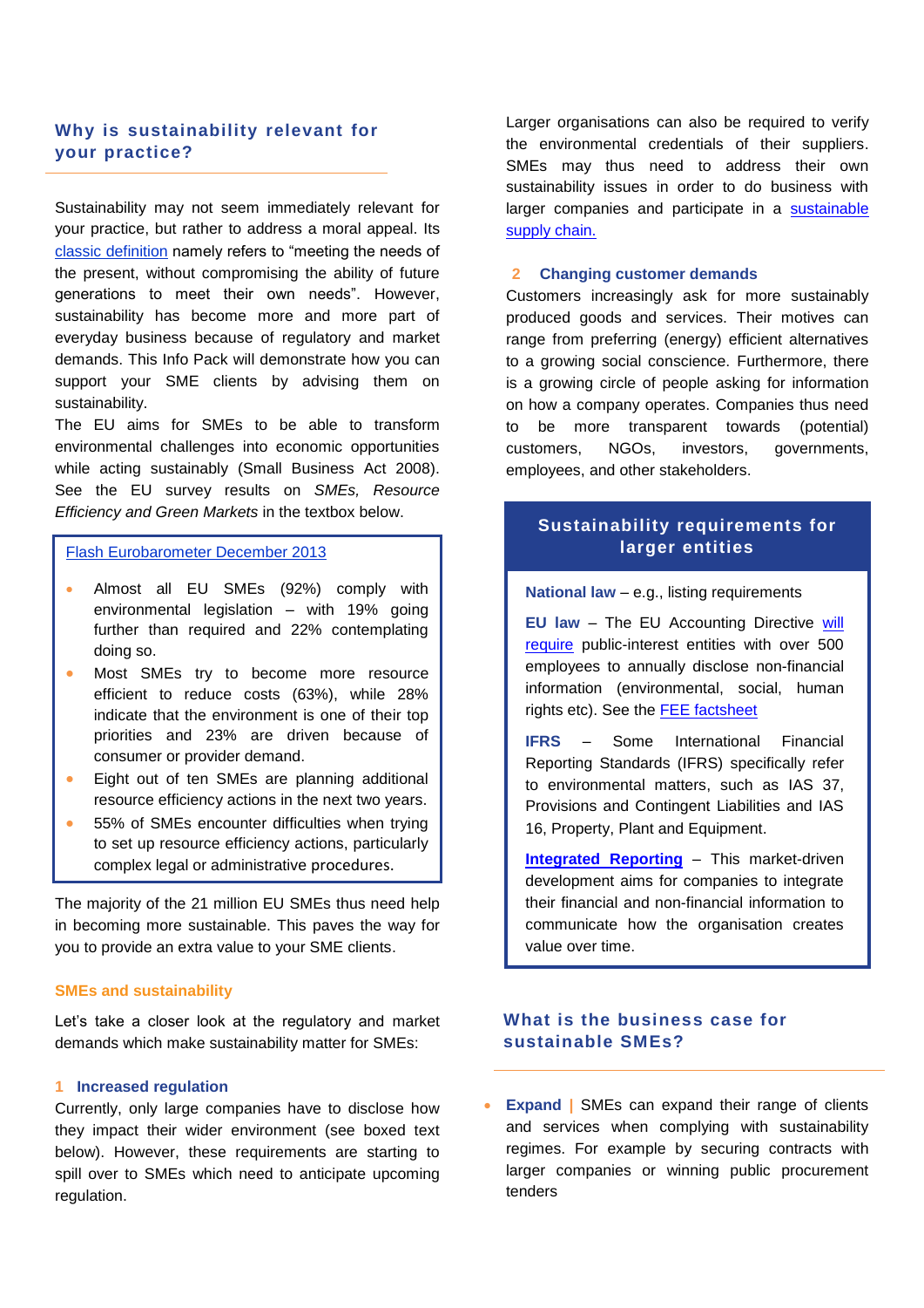## Why is sustainability relevant for your practice?

Sustainability may not seem immediately relevant for your practice, but rather to address a moral appeal. Its classic definition namely refers to "meeting the needs of the present, without compromising the ability of future generations to meet their own needs". However, sustainability has become more and more part of everyday business because of regulatory and market demands. This Info Pack will demonstrate how you can support your SME clients by advising them on sustainability.

The EU aims for SMEs to be able to transform environmental challenges into economic opportunities while acting sustainably (Small Business Act 2008). See the EU survey results on *SMEs, Resource Efficiency and Green Markets* in the textbox below.

> Flash Eurobarometer December 2013
>
> - Almost all EU SMEs (92%) comply with environmental legislation – with 19% going further than required and 22% contemplating doing so.
> - Most SMEs try to become more resource efficient to reduce costs (63%), while 28% indicate that the environment is one of their top priorities and 23% are driven because of consumer or provider demand.
> - Eight out of ten SMEs are planning additional resource efficiency actions in the next two years.
> - 55% of SMEs encounter difficulties when trying to set up resource efficiency actions, particularly complex legal or administrative procedures.

The majority of the 21 million EU SMEs thus need help in becoming more sustainable. This paves the way for you to provide an extra value to your SME clients.

### SMEs and sustainability

Let's take a closer look at the regulatory and market demands which make sustainability matter for SMEs:

#### 1 Increased regulation

Currently, only large companies have to disclose how they impact their wider environment (see boxed text below). However, these requirements are starting to spill over to SMEs which need to anticipate upcoming regulation.

Larger organisations can also be required to verify the environmental credentials of their suppliers. SMEs may thus need to address their own sustainability issues in order to do business with larger companies and participate in a sustainable supply chain.

#### 2 Changing customer demands

Customers increasingly ask for more sustainably produced goods and services. Their motives can range from preferring (energy) efficient alternatives to a growing social conscience. Furthermore, there is a growing circle of people asking for information on how a company operates. Companies thus need to be more transparent towards (potential) customers, NGOs, investors, governments, employees, and other stakeholders.

> **Sustainability requirements for larger entities**
>
> **National law** – e.g., listing requirements
>
> **EU law** – The EU Accounting Directive will require public-interest entities with over 500 employees to annually disclose non-financial information (environmental, social, human rights etc). See the FEE factsheet
>
> **IFRS** – Some International Financial Reporting Standards (IFRS) specifically refer to environmental matters, such as IAS 37, Provisions and Contingent Liabilities and IAS 16, Property, Plant and Equipment.
>
> **Integrated Reporting** – This market-driven development aims for companies to integrate their financial and non-financial information to communicate how the organisation creates value over time.

## What is the business case for sustainable SMEs?

- **Expand** | SMEs can expand their range of clients and services when complying with sustainability regimes. For example by securing contracts with larger companies or winning public procurement tenders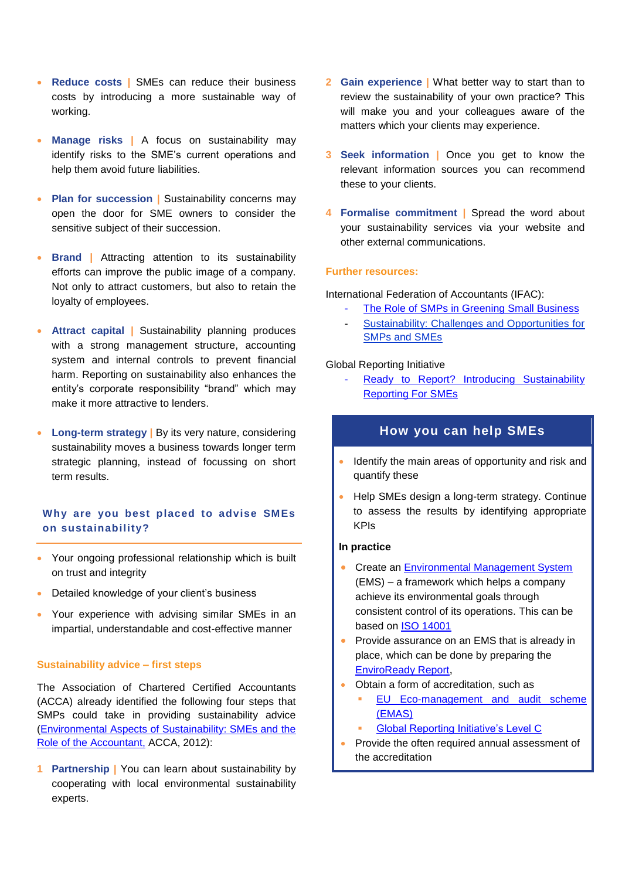- **Reduce costs** | SMEs can reduce their business costs by introducing a more sustainable way of working.
- **Manage risks** | A focus on sustainability may identify risks to the SME's current operations and help them avoid future liabilities.
- **Plan for succession** | Sustainability concerns may open the door for SME owners to consider the sensitive subject of their succession.
- **Brand** | Attracting attention to its sustainability efforts can improve the public image of a company. Not only to attract customers, but also to retain the loyalty of employees.
- **Attract capital** | Sustainability planning produces with a strong management structure, accounting system and internal controls to prevent financial harm. Reporting on sustainability also enhances the entity's corporate responsibility "brand" which may make it more attractive to lenders.
- **Long-term strategy** | By its very nature, considering sustainability moves a business towards longer term strategic planning, instead of focussing on short term results.

## Why are you best placed to advise SMEs on sustainability?

- Your ongoing professional relationship which is built on trust and integrity
- Detailed knowledge of your client's business
- Your experience with advising similar SMEs in an impartial, understandable and cost-effective manner

### Sustainability advice – first steps

The Association of Chartered Certified Accountants (ACCA) already identified the following four steps that SMPs could take in providing sustainability advice (Environmental Aspects of Sustainability: SMEs and the Role of the Accountant, ACCA, 2012):

1. **Partnership** | You can learn about sustainability by cooperating with local environmental sustainability experts.
2. **Gain experience** | What better way to start than to review the sustainability of your own practice? This will make you and your colleagues aware of the matters which your clients may experience.
3. **Seek information** | Once you get to know the relevant information sources you can recommend these to your clients.
4. **Formalise commitment** | Spread the word about your sustainability services via your website and other external communications.

### Further resources:

International Federation of Accountants (IFAC):

- The Role of SMPs in Greening Small Business
- Sustainability: Challenges and Opportunities for SMPs and SMEs

Global Reporting Initiative

- Ready to Report? Introducing Sustainability Reporting For SMEs

## How you can help SMEs

- Identify the main areas of opportunity and risk and quantify these
- Help SMEs design a long-term strategy. Continue to assess the results by identifying appropriate KPIs

**In practice**

- Create an Environmental Management System (EMS) – a framework which helps a company achieve its environmental goals through consistent control of its operations. This can be based on ISO 14001
- Provide assurance on an EMS that is already in place, which can be done by preparing the EnviroReady Report,
- Obtain a form of accreditation, such as
  - EU Eco-management and audit scheme (EMAS)
  - Global Reporting Initiative's Level C
- Provide the often required annual assessment of the accreditation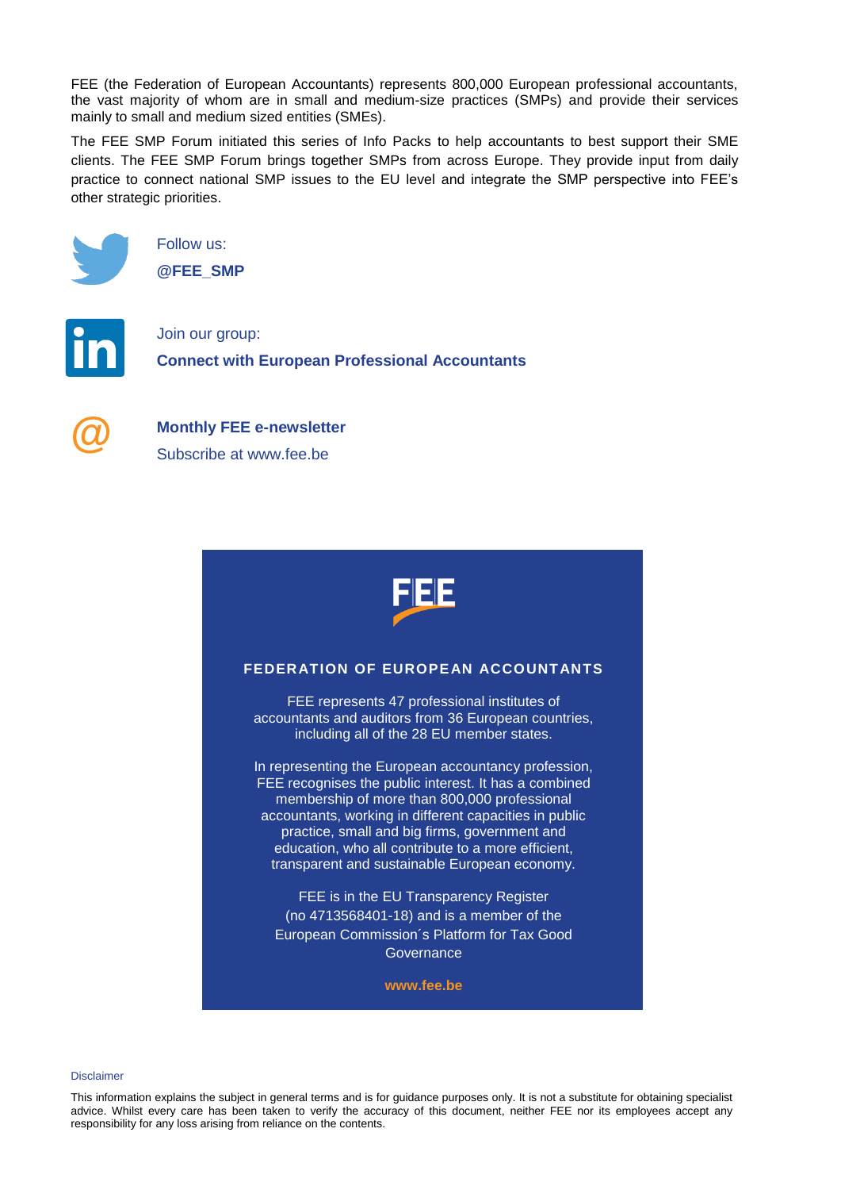FEE (the Federation of European Accountants) represents 800,000 European professional accountants, the vast majority of whom are in small and medium-size practices (SMPs) and provide their services mainly to small and medium sized entities (SMEs).

The FEE SMP Forum initiated this series of Info Packs to help accountants to best support their SME clients. The FEE SMP Forum brings together SMPs from across Europe. They provide input from daily practice to connect national SMP issues to the EU level and integrate the SMP perspective into FEE's other strategic priorities.

Follow us:
**@FEE_SMP**

Join our group:
**Connect with European Professional Accountants**

**Monthly FEE e-newsletter**
Subscribe at www.fee.be

FEE

**FEDERATION OF EUROPEAN ACCOUNTANTS**

FEE represents 47 professional institutes of accountants and auditors from 36 European countries, including all of the 28 EU member states.

In representing the European accountancy profession, FEE recognises the public interest. It has a combined membership of more than 800,000 professional accountants, working in different capacities in public practice, small and big firms, government and education, who all contribute to a more efficient, transparent and sustainable European economy.

FEE is in the EU Transparency Register (no 4713568401-18) and is a member of the European Commission´s Platform for Tax Good Governance

**www.fee.be**

Disclaimer

This information explains the subject in general terms and is for guidance purposes only. It is not a substitute for obtaining specialist advice. Whilst every care has been taken to verify the accuracy of this document, neither FEE nor its employees accept any responsibility for any loss arising from reliance on the contents.